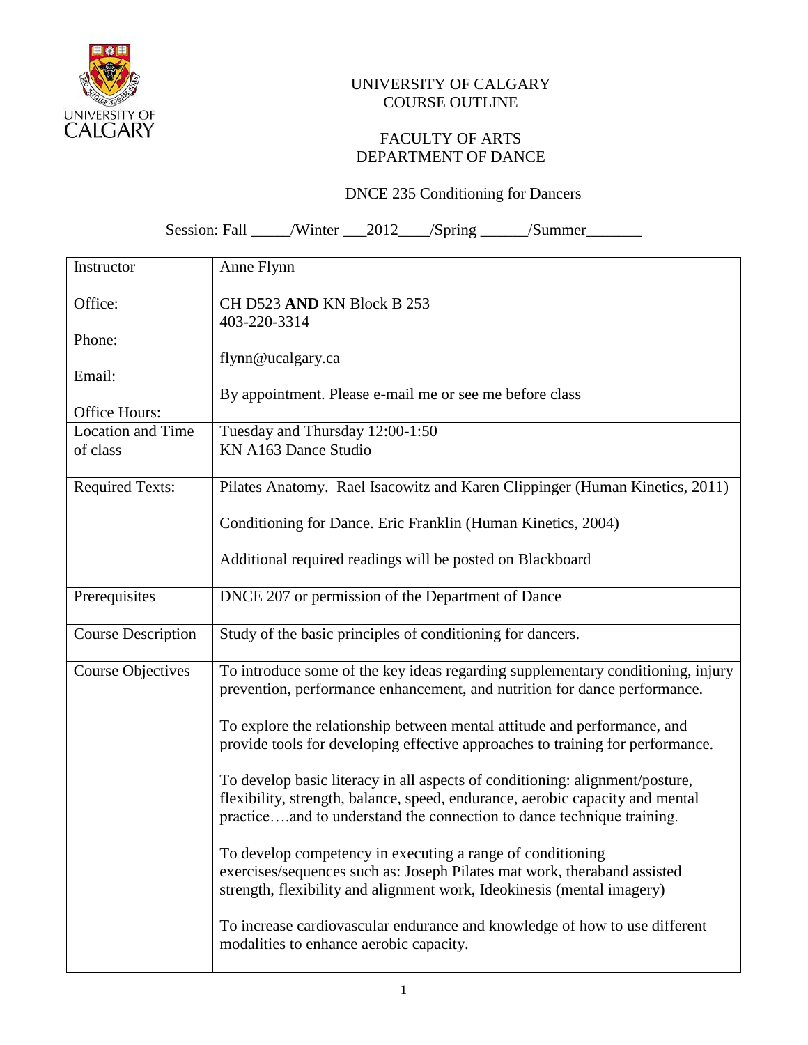UNIVERSITY OF CALGARY
COURSE OUTLINE

FACULTY OF ARTS
DEPARTMENT OF DANCE

DNCE 235 Conditioning for Dancers

Session: Fall _____/Winter ___2012____/Spring ______/Summer_______

| | |
|---|---|
| Instructor<br><br>Office:<br><br>Phone:<br><br>Email:<br><br>Office Hours: | Anne Flynn<br><br>CH D523 **AND** KN Block B 253<br>403-220-3314<br><br>flynn@ucalgary.ca<br><br>By appointment. Please e-mail me or see me before class |
| Location and Time of class | Tuesday and Thursday 12:00-1:50<br>KN A163 Dance Studio |
| Required Texts: | Pilates Anatomy. Rael Isacowitz and Karen Clippinger (Human Kinetics, 2011)<br><br>Conditioning for Dance. Eric Franklin (Human Kinetics, 2004)<br><br>Additional required readings will be posted on Blackboard |
| Prerequisites | DNCE 207 or permission of the Department of Dance |
| Course Description | Study of the basic principles of conditioning for dancers. |
| Course Objectives | To introduce some of the key ideas regarding supplementary conditioning, injury prevention, performance enhancement, and nutrition for dance performance.<br><br>To explore the relationship between mental attitude and performance, and provide tools for developing effective approaches to training for performance.<br><br>To develop basic literacy in all aspects of conditioning: alignment/posture, flexibility, strength, balance, speed, endurance, aerobic capacity and mental practice….and to understand the connection to dance technique training.<br><br>To develop competency in executing a range of conditioning exercises/sequences such as: Joseph Pilates mat work, theraband assisted strength, flexibility and alignment work, Ideokinesis (mental imagery)<br><br>To increase cardiovascular endurance and knowledge of how to use different modalities to enhance aerobic capacity. |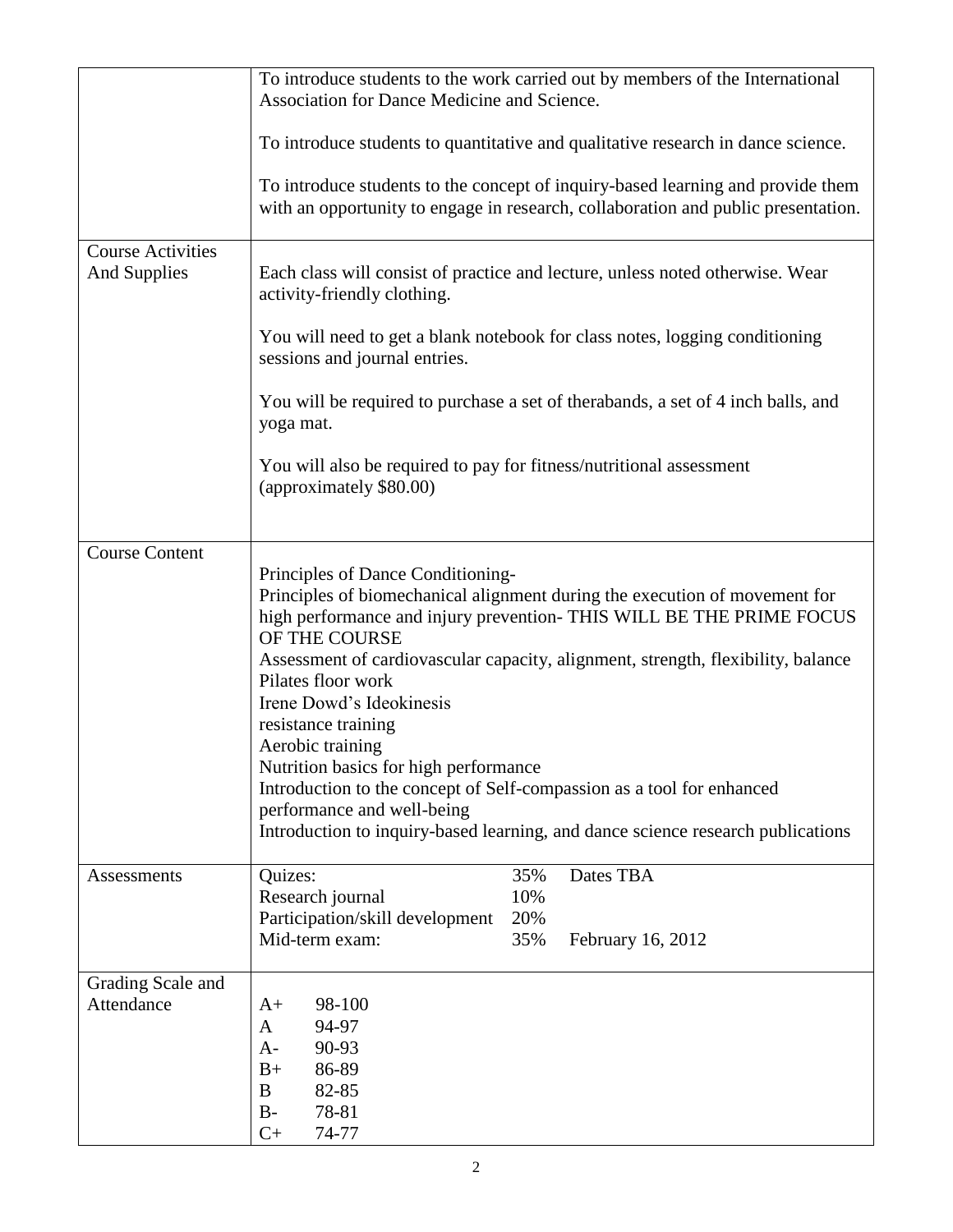| | |
|---|---|
| | To introduce students to the work carried out by members of the International Association for Dance Medicine and Science.<br><br>To introduce students to quantitative and qualitative research in dance science.<br><br>To introduce students to the concept of inquiry-based learning and provide them with an opportunity to engage in research, collaboration and public presentation. |
| Course Activities And Supplies | Each class will consist of practice and lecture, unless noted otherwise. Wear activity-friendly clothing.<br><br>You will need to get a blank notebook for class notes, logging conditioning sessions and journal entries.<br><br>You will be required to purchase a set of therabands, a set of 4 inch balls, and yoga mat.<br><br>You will also be required to pay for fitness/nutritional assessment (approximately $80.00) |
| Course Content | Principles of Dance Conditioning-<br>Principles of biomechanical alignment during the execution of movement for high performance and injury prevention- THIS WILL BE THE PRIME FOCUS OF THE COURSE<br>Assessment of cardiovascular capacity, alignment, strength, flexibility, balance<br>Pilates floor work<br>Irene Dowd's Ideokinesis<br>resistance training<br>Aerobic training<br>Nutrition basics for high performance<br>Introduction to the concept of Self-compassion as a tool for enhanced performance and well-being<br>Introduction to inquiry-based learning, and dance science research publications |
| Assessments | Quizes: 35% Dates TBA<br>Research journal 10%<br>Participation/skill development 20%<br>Mid-term exam: 35% February 16, 2012 |
| Grading Scale and Attendance | A+ 98-100<br>A 94-97<br>A- 90-93<br>B+ 86-89<br>B 82-85<br>B- 78-81<br>C+ 74-77 |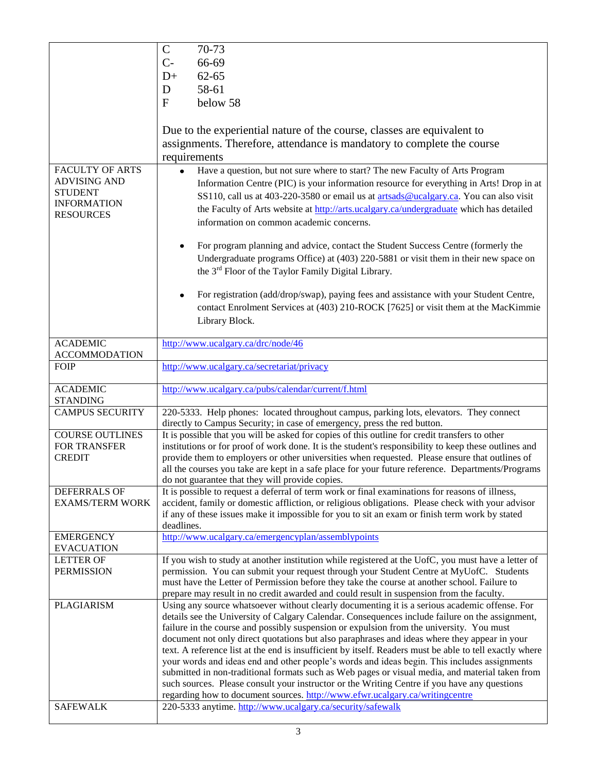| | |
|---|---|
| | C 70-73<br>C- 66-69<br>D+ 62-65<br>D 58-61<br>F below 58<br><br>Due to the experiential nature of the course, classes are equivalent to assignments. Therefore, attendance is mandatory to complete the course requirements |
| FACULTY OF ARTS ADVISING AND STUDENT INFORMATION RESOURCES | • Have a question, but not sure where to start? The new Faculty of Arts Program Information Centre (PIC) is your information resource for everything in Arts! Drop in at SS110, call us at 403-220-3580 or email us at artsads@ucalgary.ca. You can also visit the Faculty of Arts website at http://arts.ucalgary.ca/undergraduate which has detailed information on common academic concerns.<br><br>• For program planning and advice, contact the Student Success Centre (formerly the Undergraduate programs Office) at (403) 220-5881 or visit them in their new space on the 3rd Floor of the Taylor Family Digital Library.<br><br>• For registration (add/drop/swap), paying fees and assistance with your Student Centre, contact Enrolment Services at (403) 210-ROCK [7625] or visit them at the MacKimmie Library Block. |
| ACADEMIC ACCOMMODATION | http://www.ucalgary.ca/drc/node/46 |
| FOIP | http://www.ucalgary.ca/secretariat/privacy |
| ACADEMIC STANDING | http://www.ucalgary.ca/pubs/calendar/current/f.html |
| CAMPUS SECURITY | 220-5333. Help phones: located throughout campus, parking lots, elevators. They connect directly to Campus Security; in case of emergency, press the red button. |
| COURSE OUTLINES FOR TRANSFER CREDIT | It is possible that you will be asked for copies of this outline for credit transfers to other institutions or for proof of work done. It is the student's responsibility to keep these outlines and provide them to employers or other universities when requested. Please ensure that outlines of all the courses you take are kept in a safe place for your future reference. Departments/Programs do not guarantee that they will provide copies. |
| DEFERRALS OF EXAMS/TERM WORK | It is possible to request a deferral of term work or final examinations for reasons of illness, accident, family or domestic affliction, or religious obligations. Please check with your advisor if any of these issues make it impossible for you to sit an exam or finish term work by stated deadlines. |
| EMERGENCY EVACUATION | http://www.ucalgary.ca/emergencyplan/assemblypoints |
| LETTER OF PERMISSION | If you wish to study at another institution while registered at the UofC, you must have a letter of permission. You can submit your request through your Student Centre at MyUofC. Students must have the Letter of Permission before they take the course at another school. Failure to prepare may result in no credit awarded and could result in suspension from the faculty. |
| PLAGIARISM | Using any source whatsoever without clearly documenting it is a serious academic offense. For details see the University of Calgary Calendar. Consequences include failure on the assignment, failure in the course and possibly suspension or expulsion from the university. You must document not only direct quotations but also paraphrases and ideas where they appear in your text. A reference list at the end is insufficient by itself. Readers must be able to tell exactly where your words and ideas end and other people's words and ideas begin. This includes assignments submitted in non-traditional formats such as Web pages or visual media, and material taken from such sources. Please consult your instructor or the Writing Centre if you have any questions regarding how to document sources. http://www.efwr.ucalgary.ca/writingcentre |
| SAFEWALK | 220-5333 anytime. http://www.ucalgary.ca/security/safewalk |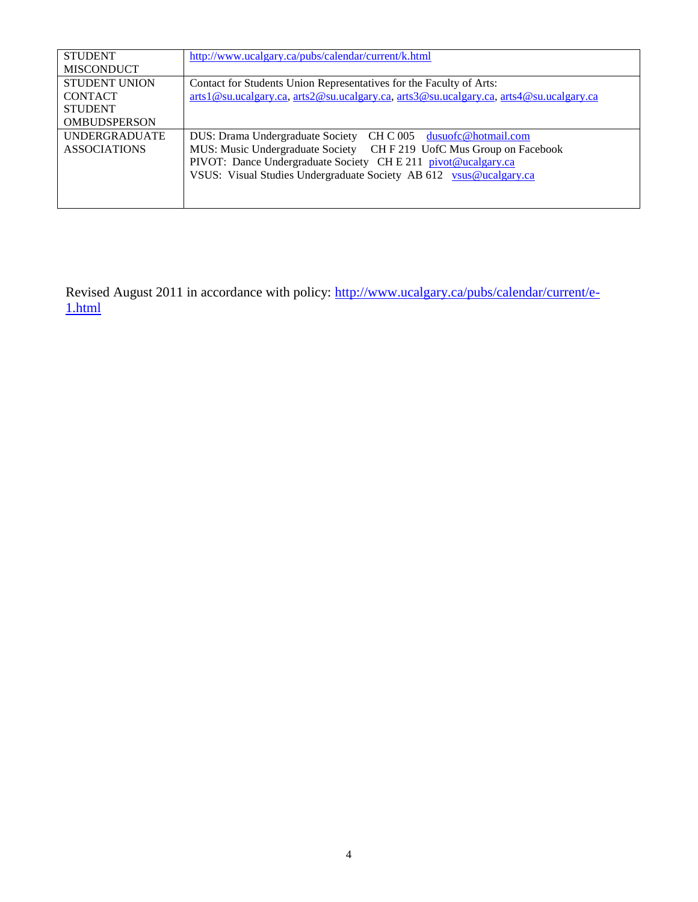| | |
|---|---|
| STUDENT MISCONDUCT | http://www.ucalgary.ca/pubs/calendar/current/k.html |
| STUDENT UNION CONTACT STUDENT OMBUDSPERSON | Contact for Students Union Representatives for the Faculty of Arts: arts1@su.ucalgary.ca, arts2@su.ucalgary.ca, arts3@su.ucalgary.ca, arts4@su.ucalgary.ca |
| UNDERGRADUATE ASSOCIATIONS | DUS: Drama Undergraduate Society CH C 005 dusuofc@hotmail.com<br>MUS: Music Undergraduate Society CH F 219 UofC Mus Group on Facebook<br>PIVOT: Dance Undergraduate Society CH E 211 pivot@ucalgary.ca<br>VSUS: Visual Studies Undergraduate Society AB 612 vsus@ucalgary.ca |

Revised August 2011 in accordance with policy: http://www.ucalgary.ca/pubs/calendar/current/e-1.html